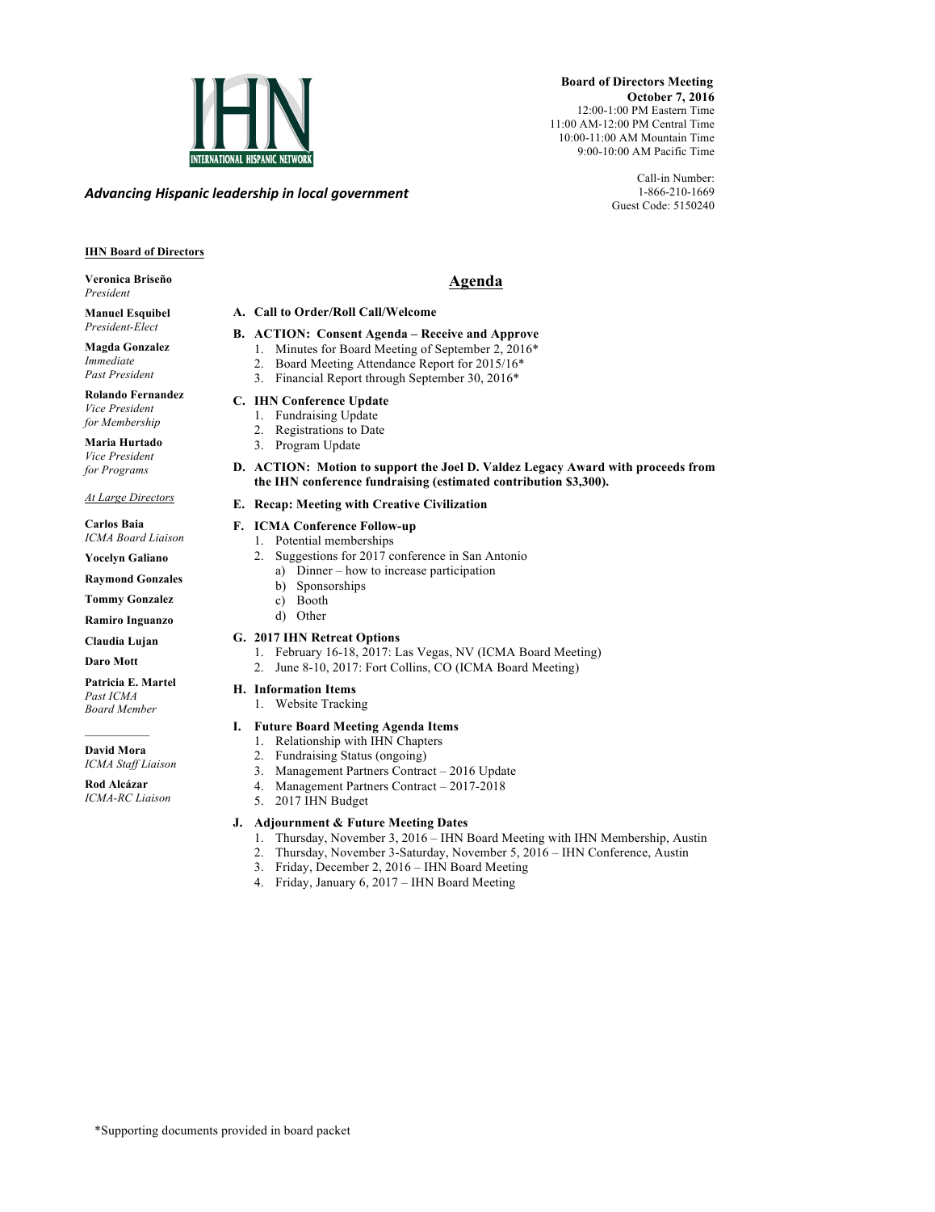IHN
INTERNATIONAL HISPANIC NETWORK

*Advancing Hispanic leadership in local government*

**Board of Directors Meeting**
**October 7, 2016**
12:00-1:00 PM Eastern Time
11:00 AM-12:00 PM Central Time
10:00-11:00 AM Mountain Time
9:00-10:00 AM Pacific Time

Call-in Number:
1-866-210-1669
Guest Code: 5150240

**IHN Board of Directors**

**Veronica Briseño**
*President*

**Manuel Esquibel**
*President-Elect*

**Magda Gonzalez**
*Immediate Past President*

**Rolando Fernandez**
*Vice President for Membership*

**Maria Hurtado**
*Vice President for Programs*

*At Large Directors*

**Carlos Baia**
*ICMA Board Liaison*

**Yocelyn Galiano**

**Raymond Gonzales**

**Tommy Gonzalez**

**Ramiro Inguanzo**

**Claudia Lujan**

**Daro Mott**

**Patricia E. Martel**
*Past ICMA Board Member*

---

**David Mora**
*ICMA Staff Liaison*

**Rod Alcázar**
*ICMA-RC Liaison*

## Agenda

**A. Call to Order/Roll Call/Welcome**

**B. ACTION: Consent Agenda – Receive and Approve**
1. Minutes for Board Meeting of September 2, 2016*
2. Board Meeting Attendance Report for 2015/16*
3. Financial Report through September 30, 2016*

**C. IHN Conference Update**
1. Fundraising Update
2. Registrations to Date
3. Program Update

**D. ACTION: Motion to support the Joel D. Valdez Legacy Award with proceeds from the IHN conference fundraising (estimated contribution $3,300).**

**E. Recap: Meeting with Creative Civilization**

**F. ICMA Conference Follow-up**
1. Potential memberships
2. Suggestions for 2017 conference in San Antonio
   a) Dinner – how to increase participation
   b) Sponsorships
   c) Booth
   d) Other

**G. 2017 IHN Retreat Options**
1. February 16-18, 2017: Las Vegas, NV (ICMA Board Meeting)
2. June 8-10, 2017: Fort Collins, CO (ICMA Board Meeting)

**H. Information Items**
1. Website Tracking

**I. Future Board Meeting Agenda Items**
1. Relationship with IHN Chapters
2. Fundraising Status (ongoing)
3. Management Partners Contract – 2016 Update
4. Management Partners Contract – 2017-2018
5. 2017 IHN Budget

**J. Adjournment & Future Meeting Dates**
1. Thursday, November 3, 2016 – IHN Board Meeting with IHN Membership, Austin
2. Thursday, November 3-Saturday, November 5, 2016 – IHN Conference, Austin
3. Friday, December 2, 2016 – IHN Board Meeting
4. Friday, January 6, 2017 – IHN Board Meeting

*Supporting documents provided in board packet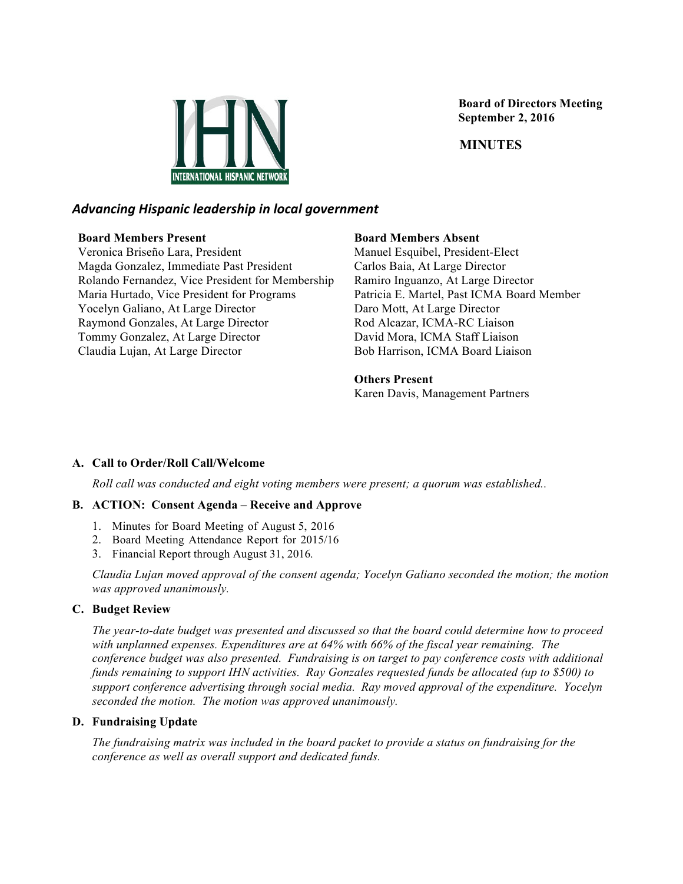**Board of Directors Meeting**
**September 2, 2016**

**MINUTES**

***Advancing Hispanic leadership in local government***

**Board Members Present**
Veronica Briseño Lara, President
Magda Gonzalez, Immediate Past President
Rolando Fernandez, Vice President for Membership
Maria Hurtado, Vice President for Programs
Yocelyn Galiano, At Large Director
Raymond Gonzales, At Large Director
Tommy Gonzalez, At Large Director
Claudia Lujan, At Large Director

**Board Members Absent**
Manuel Esquibel, President-Elect
Carlos Baia, At Large Director
Ramiro Inguanzo, At Large Director
Patricia E. Martel, Past ICMA Board Member
Daro Mott, At Large Director
Rod Alcazar, ICMA-RC Liaison
David Mora, ICMA Staff Liaison
Bob Harrison, ICMA Board Liaison

**Others Present**
Karen Davis, Management Partners

**A. Call to Order/Roll Call/Welcome**

*Roll call was conducted and eight voting members were present; a quorum was established..*

**B. ACTION: Consent Agenda – Receive and Approve**

1. Minutes for Board Meeting of August 5, 2016
2. Board Meeting Attendance Report for 2015/16
3. Financial Report through August 31, 2016.

*Claudia Lujan moved approval of the consent agenda; Yocelyn Galiano seconded the motion; the motion was approved unanimously.*

**C. Budget Review**

*The year-to-date budget was presented and discussed so that the board could determine how to proceed with unplanned expenses. Expenditures are at 64% with 66% of the fiscal year remaining. The conference budget was also presented. Fundraising is on target to pay conference costs with additional funds remaining to support IHN activities. Ray Gonzales requested funds be allocated (up to $500) to support conference advertising through social media. Ray moved approval of the expenditure. Yocelyn seconded the motion. The motion was approved unanimously.*

**D. Fundraising Update**

*The fundraising matrix was included in the board packet to provide a status on fundraising for the conference as well as overall support and dedicated funds.*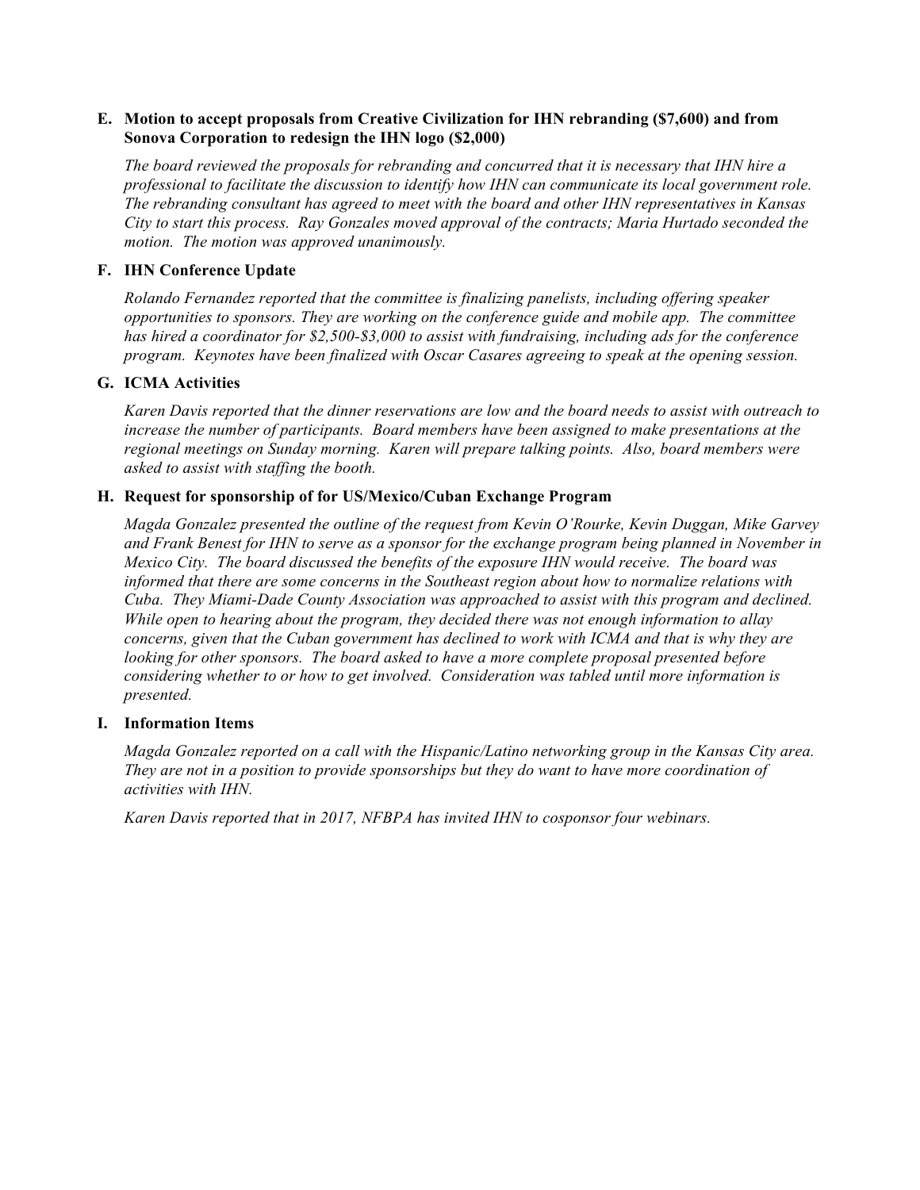**E. Motion to accept proposals from Creative Civilization for IHN rebranding ($7,600) and from Sonova Corporation to redesign the IHN logo ($2,000)**

*The board reviewed the proposals for rebranding and concurred that it is necessary that IHN hire a professional to facilitate the discussion to identify how IHN can communicate its local government role. The rebranding consultant has agreed to meet with the board and other IHN representatives in Kansas City to start this process. Ray Gonzales moved approval of the contracts; Maria Hurtado seconded the motion. The motion was approved unanimously.*

**F. IHN Conference Update**

*Rolando Fernandez reported that the committee is finalizing panelists, including offering speaker opportunities to sponsors. They are working on the conference guide and mobile app. The committee has hired a coordinator for $2,500-$3,000 to assist with fundraising, including ads for the conference program. Keynotes have been finalized with Oscar Casares agreeing to speak at the opening session.*

**G. ICMA Activities**

*Karen Davis reported that the dinner reservations are low and the board needs to assist with outreach to increase the number of participants. Board members have been assigned to make presentations at the regional meetings on Sunday morning. Karen will prepare talking points. Also, board members were asked to assist with staffing the booth.*

**H. Request for sponsorship of for US/Mexico/Cuban Exchange Program**

*Magda Gonzalez presented the outline of the request from Kevin O'Rourke, Kevin Duggan, Mike Garvey and Frank Benest for IHN to serve as a sponsor for the exchange program being planned in November in Mexico City. The board discussed the benefits of the exposure IHN would receive. The board was informed that there are some concerns in the Southeast region about how to normalize relations with Cuba. They Miami-Dade County Association was approached to assist with this program and declined. While open to hearing about the program, they decided there was not enough information to allay concerns, given that the Cuban government has declined to work with ICMA and that is why they are looking for other sponsors. The board asked to have a more complete proposal presented before considering whether to or how to get involved. Consideration was tabled until more information is presented.*

**I. Information Items**

*Magda Gonzalez reported on a call with the Hispanic/Latino networking group in the Kansas City area. They are not in a position to provide sponsorships but they do want to have more coordination of activities with IHN.*

*Karen Davis reported that in 2017, NFBPA has invited IHN to cosponsor four webinars.*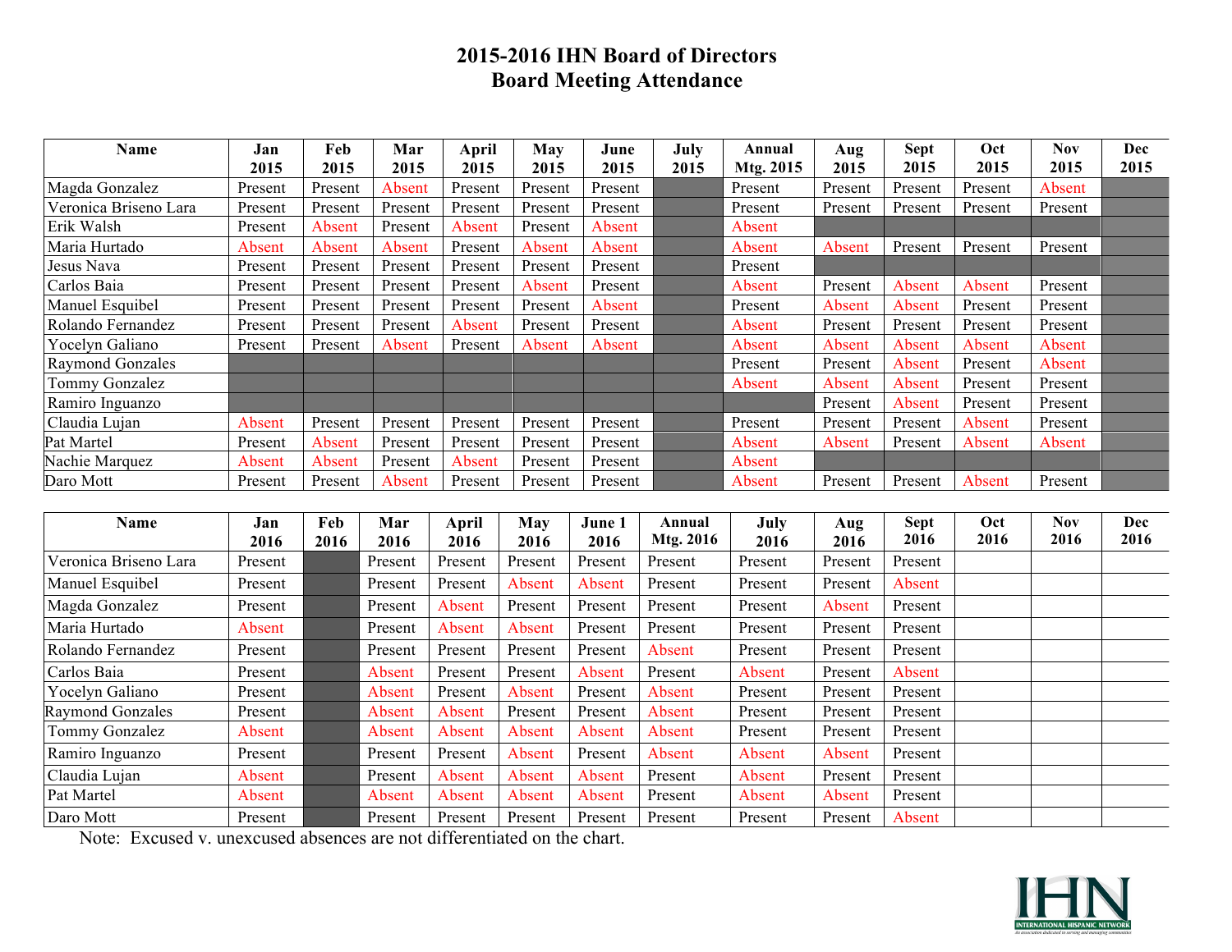# 2015-2016 IHN Board of Directors
## Board Meeting Attendance

| Name | Jan 2015 | Feb 2015 | Mar 2015 | April 2015 | May 2015 | June 2015 | July 2015 | Annual Mtg. 2015 | Aug 2015 | Sept 2015 | Oct 2015 | Nov 2015 | Dec 2015 |
|---|---|---|---|---|---|---|---|---|---|---|---|---|---|
| Magda Gonzalez | Present | Present | Absent | Present | Present | Present | | Present | Present | Present | Present | Absent | |
| Veronica Briseno Lara | Present | Present | Present | Present | Present | Present | | Present | Present | Present | Present | Present | |
| Erik Walsh | Present | Absent | Present | Absent | Present | Absent | | Absent | | | | | |
| Maria Hurtado | Absent | Absent | Absent | Present | Absent | Absent | | Absent | Absent | Present | Present | Present | |
| Jesus Nava | Present | Present | Present | Present | Present | Present | | Present | | | | | |
| Carlos Baia | Present | Present | Present | Present | Absent | Present | | Absent | Present | Absent | Absent | Present | |
| Manuel Esquibel | Present | Present | Present | Present | Present | Absent | | Present | Absent | Absent | Present | Present | |
| Rolando Fernandez | Present | Present | Present | Absent | Present | Present | | Absent | Present | Present | Present | Present | |
| Yocelyn Galiano | Present | Present | Absent | Present | Absent | Absent | | Absent | Absent | Absent | Absent | Absent | |
| Raymond Gonzales | | | | | | | | Present | Present | Absent | Present | Absent | |
| Tommy Gonzalez | | | | | | | | Absent | Absent | Absent | Present | Present | |
| Ramiro Inguanzo | | | | | | | | | Present | Absent | Present | Present | |
| Claudia Lujan | Absent | Present | Present | Present | Present | Present | | Present | Present | Present | Absent | Present | |
| Pat Martel | Present | Absent | Present | Present | Present | Present | | Absent | Absent | Present | Absent | Absent | |
| Nachie Marquez | Absent | Absent | Present | Absent | Present | Present | | Absent | | | | | |
| Daro Mott | Present | Present | Absent | Present | Present | Present | | Absent | Present | Present | Absent | Present | |

| Name | Jan 2016 | Feb 2016 | Mar 2016 | April 2016 | May 2016 | June 1 2016 | Annual Mtg. 2016 | July 2016 | Aug 2016 | Sept 2016 | Oct 2016 | Nov 2016 | Dec 2016 |
|---|---|---|---|---|---|---|---|---|---|---|---|---|---|
| Veronica Briseno Lara | Present | | Present | Present | Present | Present | Present | Present | Present | Present | | | |
| Manuel Esquibel | Present | | Present | Present | Absent | Absent | Present | Present | Present | Absent | | | |
| Magda Gonzalez | Present | | Present | Absent | Present | Present | Present | Present | Absent | Present | | | |
| Maria Hurtado | Absent | | Present | Absent | Absent | Present | Present | Present | Present | Present | | | |
| Rolando Fernandez | Present | | Present | Present | Present | Present | Absent | Present | Present | Present | | | |
| Carlos Baia | Present | | Absent | Present | Present | Absent | Present | Absent | Present | Absent | | | |
| Yocelyn Galiano | Present | | Absent | Present | Absent | Present | Absent | Present | Present | Present | | | |
| Raymond Gonzales | Present | | Absent | Absent | Present | Present | Absent | Present | Present | Present | | | |
| Tommy Gonzalez | Absent | | Absent | Absent | Absent | Absent | Absent | Present | Present | Present | | | |
| Ramiro Inguanzo | Present | | Present | Present | Absent | Present | Absent | Absent | Absent | Present | | | |
| Claudia Lujan | Absent | | Present | Absent | Absent | Absent | Present | Absent | Present | Present | | | |
| Pat Martel | Absent | | Absent | Absent | Absent | Absent | Present | Absent | Absent | Present | | | |
| Daro Mott | Present | | Present | Present | Present | Present | Present | Present | Present | Absent | | | |

Note: Excused v. unexcused absences are not differentiated on the chart.

IHN INTERNATIONAL HISPANIC NETWORK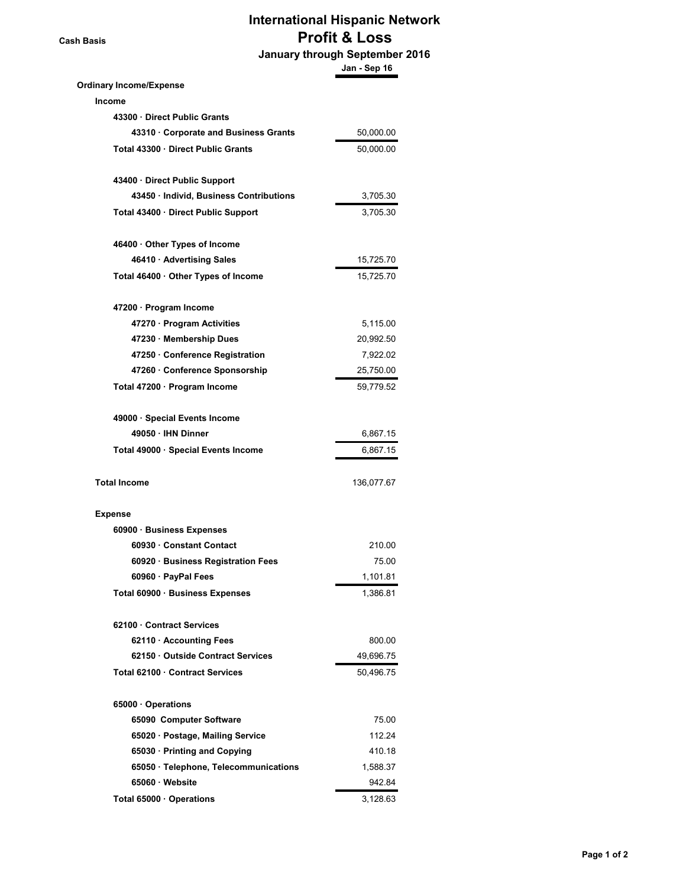# International Hispanic Network

**Cash Basis**

## Profit & Loss

### January through September 2016

| | Jan - Sep 16 |
|---|---|
| **Ordinary Income/Expense** | |
| **Income** | |
| **43300 · Direct Public Grants** | |
| **43310 · Corporate and Business Grants** | 50,000.00 |
| **Total 43300 · Direct Public Grants** | 50,000.00 |
| | |
| **43400 · Direct Public Support** | |
| **43450 · Individ, Business Contributions** | 3,705.30 |
| **Total 43400 · Direct Public Support** | 3,705.30 |
| | |
| **46400 · Other Types of Income** | |
| **46410 · Advertising Sales** | 15,725.70 |
| **Total 46400 · Other Types of Income** | 15,725.70 |
| | |
| **47200 · Program Income** | |
| **47270 · Program Activities** | 5,115.00 |
| **47230 · Membership Dues** | 20,992.50 |
| **47250 · Conference Registration** | 7,922.02 |
| **47260 · Conference Sponsorship** | 25,750.00 |
| **Total 47200 · Program Income** | 59,779.52 |
| | |
| **49000 · Special Events Income** | |
| **49050 · IHN Dinner** | 6,867.15 |
| **Total 49000 · Special Events Income** | 6,867.15 |
| | |
| **Total Income** | 136,077.67 |
| | |
| **Expense** | |
| **60900 · Business Expenses** | |
| **60930 · Constant Contact** | 210.00 |
| **60920 · Business Registration Fees** | 75.00 |
| **60960 · PayPal Fees** | 1,101.81 |
| **Total 60900 · Business Expenses** | 1,386.81 |
| | |
| **62100 · Contract Services** | |
| **62110 · Accounting Fees** | 800.00 |
| **62150 · Outside Contract Services** | 49,696.75 |
| **Total 62100 · Contract Services** | 50,496.75 |
| | |
| **65000 · Operations** | |
| **65090 Computer Software** | 75.00 |
| **65020 · Postage, Mailing Service** | 112.24 |
| **65030 · Printing and Copying** | 410.18 |
| **65050 · Telephone, Telecommunications** | 1,588.37 |
| **65060 · Website** | 942.84 |
| **Total 65000 · Operations** | 3,128.63 |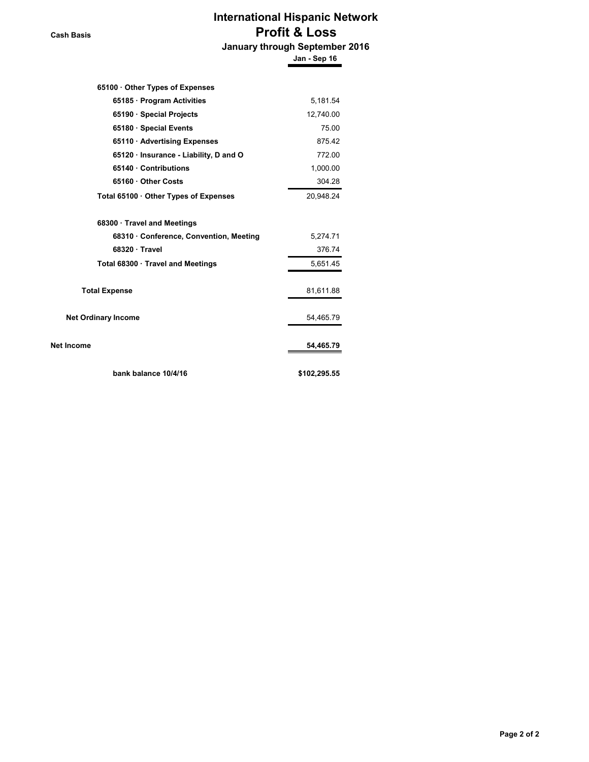**Cash Basis**

# International Hispanic Network
## Profit & Loss
### January through September 2016

| | Jan - Sep 16 |
|---|---|
| **65100 · Other Types of Expenses** | |
| **65185 · Program Activities** | 5,181.54 |
| **65190 · Special Projects** | 12,740.00 |
| **65180 · Special Events** | 75.00 |
| **65110 · Advertising Expenses** | 875.42 |
| **65120 · Insurance - Liability, D and O** | 772.00 |
| **65140 · Contributions** | 1,000.00 |
| **65160 · Other Costs** | 304.28 |
| **Total 65100 · Other Types of Expenses** | 20,948.24 |
| **68300 · Travel and Meetings** | |
| **68310 · Conference, Convention, Meeting** | 5,274.71 |
| **68320 · Travel** | 376.74 |
| **Total 68300 · Travel and Meetings** | 5,651.45 |
| **Total Expense** | 81,611.88 |
| **Net Ordinary Income** | 54,465.79 |
| **Net Income** | **54,465.79** |
| **bank balance 10/4/16** | **$102,295.55** |